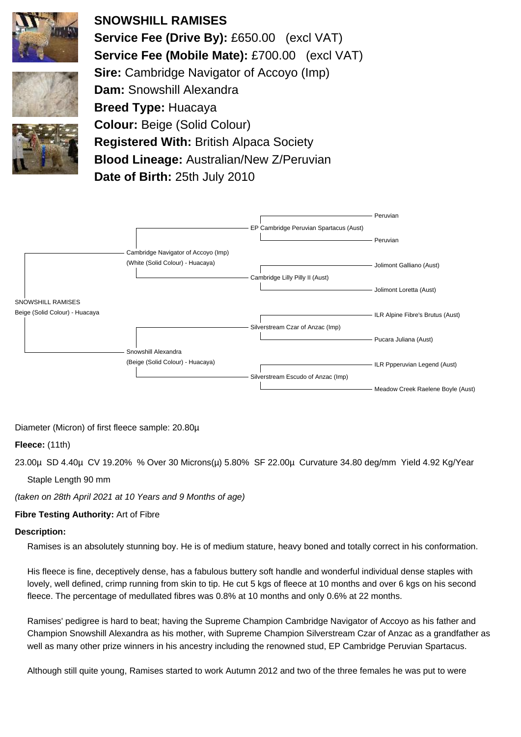# SNOWSHILL RAMISES

**Service Fee (Drive By):** £650.00 (excl VAT)
**Service Fee (Mobile Mate):** £700.00 (excl VAT)
**Sire:** Cambridge Navigator of Accoyo (Imp)
**Dam:** Snowshill Alexandra
**Breed Type:** Huacaya
**Colour:** Beige (Solid Colour)
**Registered With:** British Alpaca Society
**Blood Lineage:** Australian/New Z/Peruvian
**Date of Birth:** 25th July 2010

| Animal | Parents | Grandparents | Great-Grandparents |
|---|---|---|---|
| SNOWSHILL RAMISES<br>Beige (Solid Colour) - Huacaya | Cambridge Navigator of Accoyo (Imp)<br>(White (Solid Colour) - Huacaya) | EP Cambridge Peruvian Spartacus (Aust) | Peruvian |
| | | | Peruvian |
| | | Cambridge Lilly Pilly II (Aust) | Jolimont Galliano (Aust) |
| | | | Jolimont Loretta (Aust) |
| | Snowshill Alexandra<br>(Beige (Solid Colour) - Huacaya) | Silverstream Czar of Anzac (Imp) | ILR Alpine Fibre's Brutus (Aust) |
| | | | Pucara Juliana (Aust) |
| | | Silverstream Escudo of Anzac (Imp) | ILR Ppperuvian Legend (Aust) |
| | | | Meadow Creek Raelene Boyle (Aust) |

Diameter (Micron) of first fleece sample: 20.80µ

**Fleece:** (11th)

23.00µ SD 4.40µ CV 19.20% % Over 30 Microns(µ) 5.80% SF 22.00µ Curvature 34.80 deg/mm Yield 4.92 Kg/Year Staple Length 90 mm

*(taken on 28th April 2021 at 10 Years and 9 Months of age)*

**Fibre Testing Authority:** Art of Fibre

**Description:**

Ramises is an absolutely stunning boy. He is of medium stature, heavy boned and totally correct in his conformation.

His fleece is fine, deceptively dense, has a fabulous buttery soft handle and wonderful individual dense staples with lovely, well defined, crimp running from skin to tip. He cut 5 kgs of fleece at 10 months and over 6 kgs on his second fleece. The percentage of medullated fibres was 0.8% at 10 months and only 0.6% at 22 months.

Ramises' pedigree is hard to beat; having the Supreme Champion Cambridge Navigator of Accoyo as his father and Champion Snowshill Alexandra as his mother, with Supreme Champion Silverstream Czar of Anzac as a grandfather as well as many other prize winners in his ancestry including the renowned stud, EP Cambridge Peruvian Spartacus.

Although still quite young, Ramises started to work Autumn 2012 and two of the three females he was put to were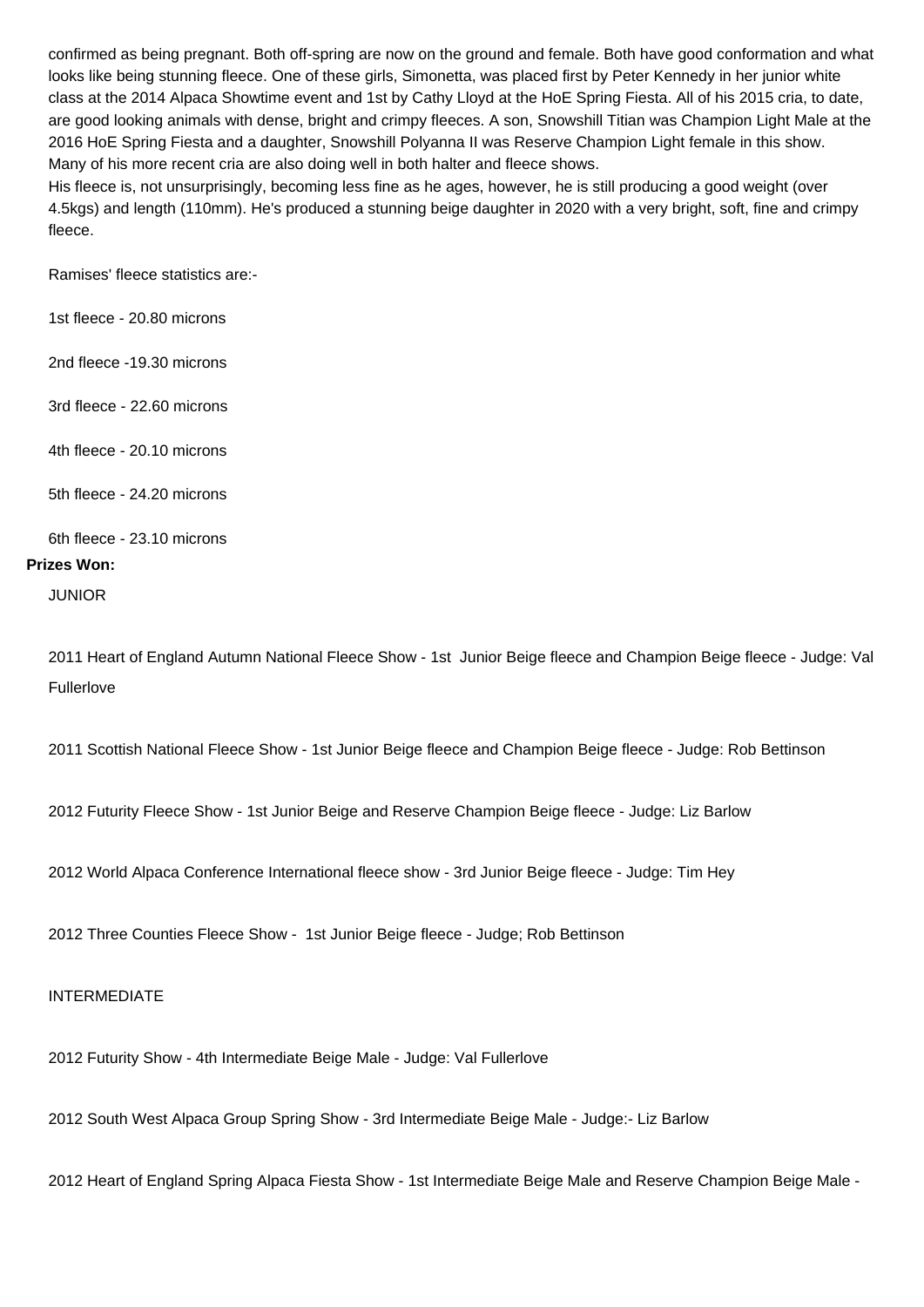confirmed as being pregnant. Both off-spring are now on the ground and female. Both have good conformation and what looks like being stunning fleece. One of these girls, Simonetta, was placed first by Peter Kennedy in her junior white class at the 2014 Alpaca Showtime event and 1st by Cathy Lloyd at the HoE Spring Fiesta. All of his 2015 cria, to date, are good looking animals with dense, bright and crimpy fleeces. A son, Snowshill Titian was Champion Light Male at the 2016 HoE Spring Fiesta and a daughter, Snowshill Polyanna II was Reserve Champion Light female in this show. Many of his more recent cria are also doing well in both halter and fleece shows.
His fleece is, not unsurprisingly, becoming less fine as he ages, however, he is still producing a good weight (over 4.5kgs) and length (110mm). He's produced a stunning beige daughter in 2020 with a very bright, soft, fine and crimpy fleece.

Ramises' fleece statistics are:-

1st fleece - 20.80 microns

2nd fleece -19.30 microns

3rd fleece - 22.60 microns

4th fleece - 20.10 microns

5th fleece - 24.20 microns

6th fleece - 23.10 microns

**Prizes Won:**

JUNIOR

2011 Heart of England Autumn National Fleece Show - 1st Junior Beige fleece and Champion Beige fleece - Judge: Val Fullerlove

2011 Scottish National Fleece Show - 1st Junior Beige fleece and Champion Beige fleece - Judge: Rob Bettinson

2012 Futurity Fleece Show - 1st Junior Beige and Reserve Champion Beige fleece - Judge: Liz Barlow

2012 World Alpaca Conference International fleece show - 3rd Junior Beige fleece - Judge: Tim Hey

2012 Three Counties Fleece Show - 1st Junior Beige fleece - Judge; Rob Bettinson

INTERMEDIATE

2012 Futurity Show - 4th Intermediate Beige Male - Judge: Val Fullerlove

2012 South West Alpaca Group Spring Show - 3rd Intermediate Beige Male - Judge:- Liz Barlow

2012 Heart of England Spring Alpaca Fiesta Show - 1st Intermediate Beige Male and Reserve Champion Beige Male -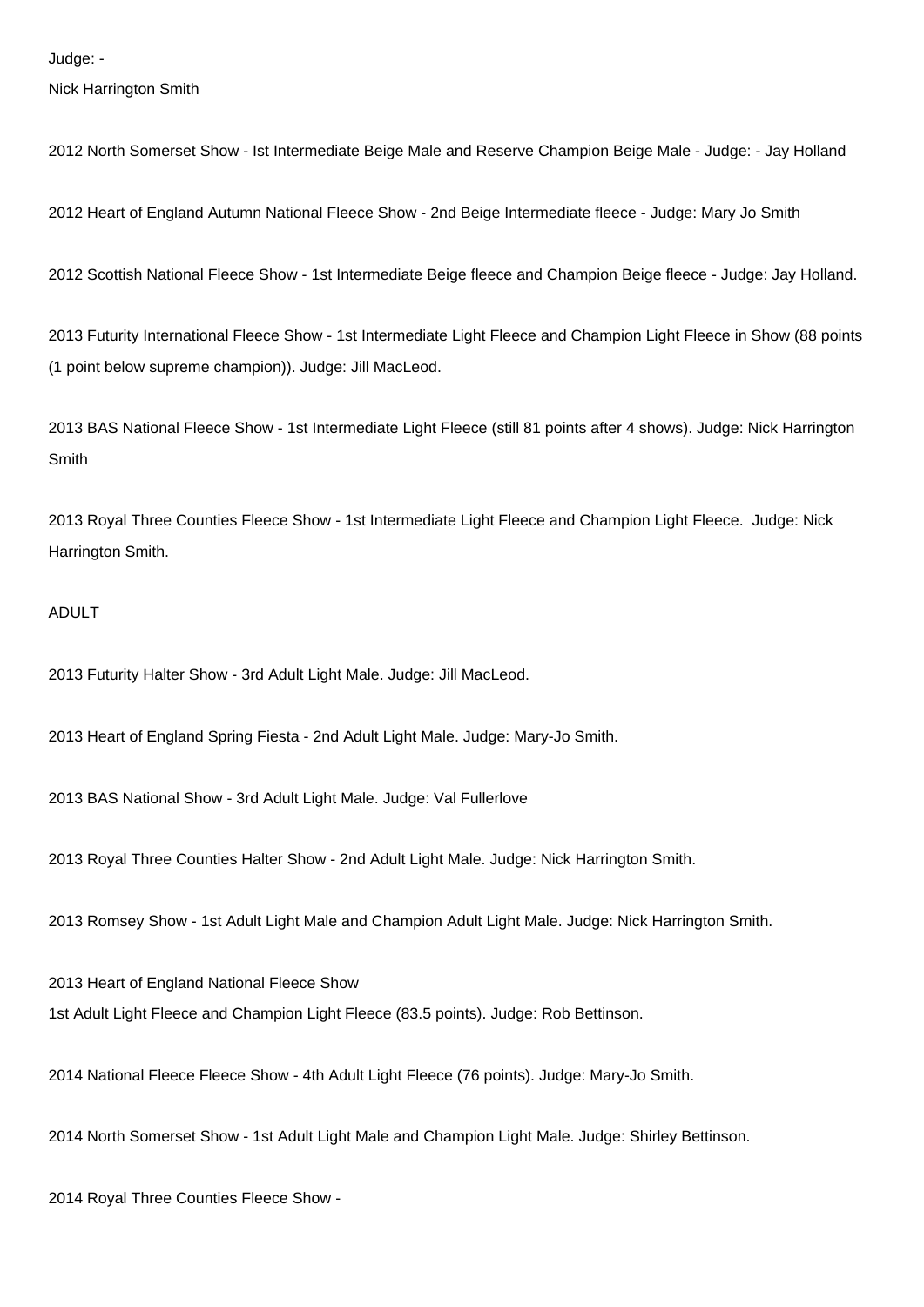Judge: -

Nick Harrington Smith

2012 North Somerset Show - Ist Intermediate Beige Male and Reserve Champion Beige Male - Judge: - Jay Holland

2012 Heart of England Autumn National Fleece Show - 2nd Beige Intermediate fleece - Judge: Mary Jo Smith

2012 Scottish National Fleece Show - 1st Intermediate Beige fleece and Champion Beige fleece - Judge: Jay Holland.

2013 Futurity International Fleece Show - 1st Intermediate Light Fleece and Champion Light Fleece in Show (88 points (1 point below supreme champion)). Judge: Jill MacLeod.

2013 BAS National Fleece Show - 1st Intermediate Light Fleece (still 81 points after 4 shows). Judge: Nick Harrington Smith

2013 Royal Three Counties Fleece Show - 1st Intermediate Light Fleece and Champion Light Fleece. Judge: Nick Harrington Smith.

ADULT

2013 Futurity Halter Show - 3rd Adult Light Male. Judge: Jill MacLeod.

2013 Heart of England Spring Fiesta - 2nd Adult Light Male. Judge: Mary-Jo Smith.

2013 BAS National Show - 3rd Adult Light Male. Judge: Val Fullerlove

2013 Royal Three Counties Halter Show - 2nd Adult Light Male. Judge: Nick Harrington Smith.

2013 Romsey Show - 1st Adult Light Male and Champion Adult Light Male. Judge: Nick Harrington Smith.

2013 Heart of England National Fleece Show
1st Adult Light Fleece and Champion Light Fleece (83.5 points). Judge: Rob Bettinson.

2014 National Fleece Fleece Show - 4th Adult Light Fleece (76 points). Judge: Mary-Jo Smith.

2014 North Somerset Show - 1st Adult Light Male and Champion Light Male. Judge: Shirley Bettinson.

2014 Royal Three Counties Fleece Show -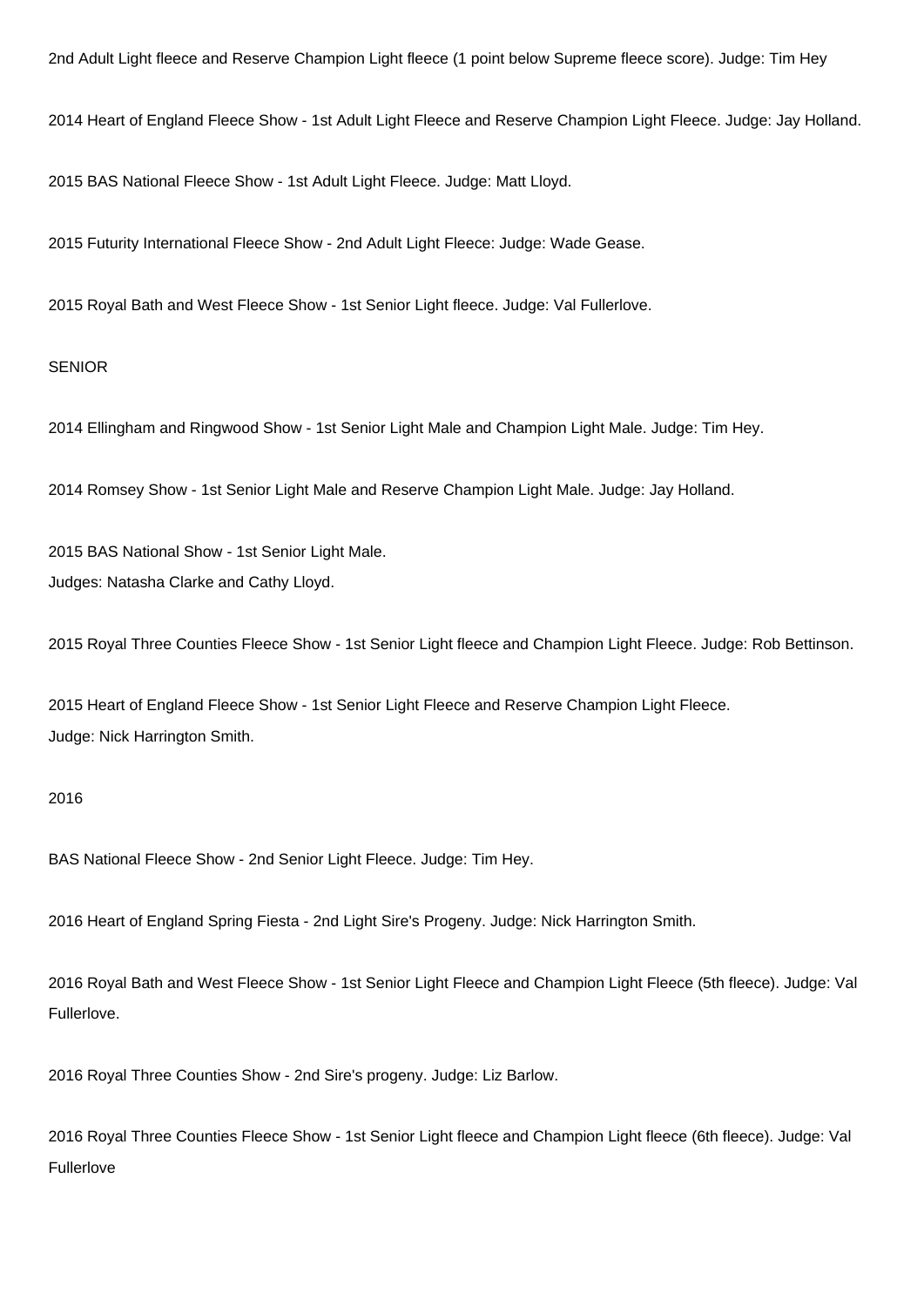2nd Adult Light fleece and Reserve Champion Light fleece (1 point below Supreme fleece score). Judge: Tim Hey

2014 Heart of England Fleece Show - 1st Adult Light Fleece and Reserve Champion Light Fleece. Judge: Jay Holland.

2015 BAS National Fleece Show - 1st Adult Light Fleece. Judge: Matt Lloyd.

2015 Futurity International Fleece Show - 2nd Adult Light Fleece: Judge: Wade Gease.

2015 Royal Bath and West Fleece Show - 1st Senior Light fleece. Judge: Val Fullerlove.

SENIOR

2014 Ellingham and Ringwood Show - 1st Senior Light Male and Champion Light Male. Judge: Tim Hey.

2014 Romsey Show - 1st Senior Light Male and Reserve Champion Light Male. Judge: Jay Holland.

2015 BAS National Show - 1st Senior Light Male.
Judges: Natasha Clarke and Cathy Lloyd.

2015 Royal Three Counties Fleece Show - 1st Senior Light fleece and Champion Light Fleece. Judge: Rob Bettinson.

2015 Heart of England Fleece Show - 1st Senior Light Fleece and Reserve Champion Light Fleece.
Judge: Nick Harrington Smith.

2016

BAS National Fleece Show - 2nd Senior Light Fleece. Judge: Tim Hey.

2016 Heart of England Spring Fiesta - 2nd Light Sire's Progeny. Judge: Nick Harrington Smith.

2016 Royal Bath and West Fleece Show - 1st Senior Light Fleece and Champion Light Fleece (5th fleece). Judge: Val Fullerlove.

2016 Royal Three Counties Show - 2nd Sire's progeny. Judge: Liz Barlow.

2016 Royal Three Counties Fleece Show - 1st Senior Light fleece and Champion Light fleece (6th fleece). Judge: Val Fullerlove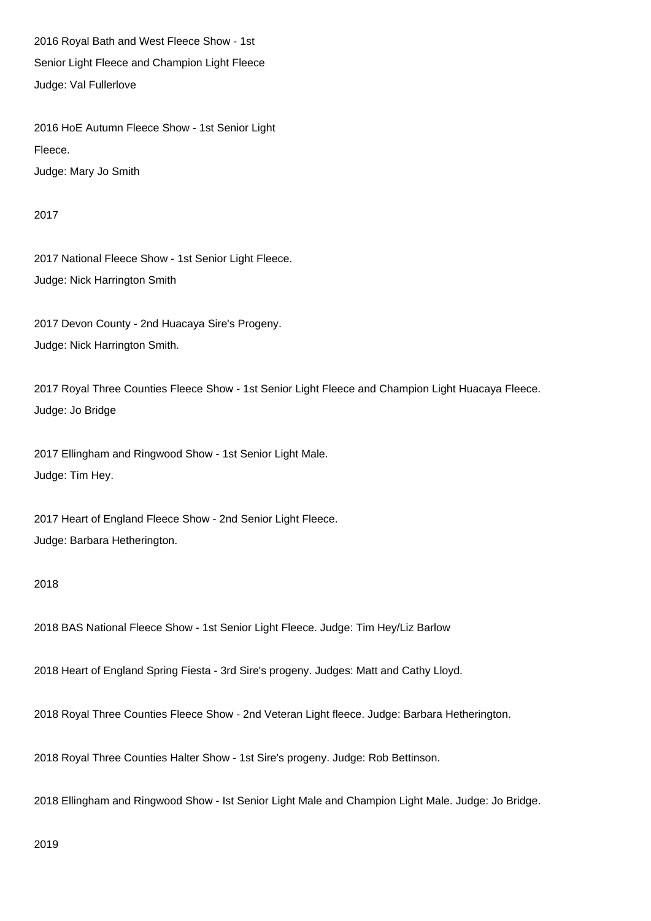2016 Royal Bath and West Fleece Show - 1st
Senior Light Fleece and Champion Light Fleece
Judge: Val Fullerlove

2016 HoE Autumn Fleece Show - 1st Senior Light
Fleece.
Judge: Mary Jo Smith

2017

2017 National Fleece Show - 1st Senior Light Fleece.
Judge: Nick Harrington Smith

2017 Devon County - 2nd Huacaya Sire's Progeny.
Judge: Nick Harrington Smith.

2017 Royal Three Counties Fleece Show - 1st Senior Light Fleece and Champion Light Huacaya Fleece.
Judge: Jo Bridge

2017 Ellingham and Ringwood Show - 1st Senior Light Male.
Judge: Tim Hey.

2017 Heart of England Fleece Show - 2nd Senior Light Fleece.
Judge: Barbara Hetherington.

2018

2018 BAS National Fleece Show - 1st Senior Light Fleece. Judge: Tim Hey/Liz Barlow

2018 Heart of England Spring Fiesta - 3rd Sire's progeny. Judges: Matt and Cathy Lloyd.

2018 Royal Three Counties Fleece Show - 2nd Veteran Light fleece. Judge: Barbara Hetherington.

2018 Royal Three Counties Halter Show - 1st Sire's progeny. Judge: Rob Bettinson.

2018 Ellingham and Ringwood Show - Ist Senior Light Male and Champion Light Male. Judge: Jo Bridge.

2019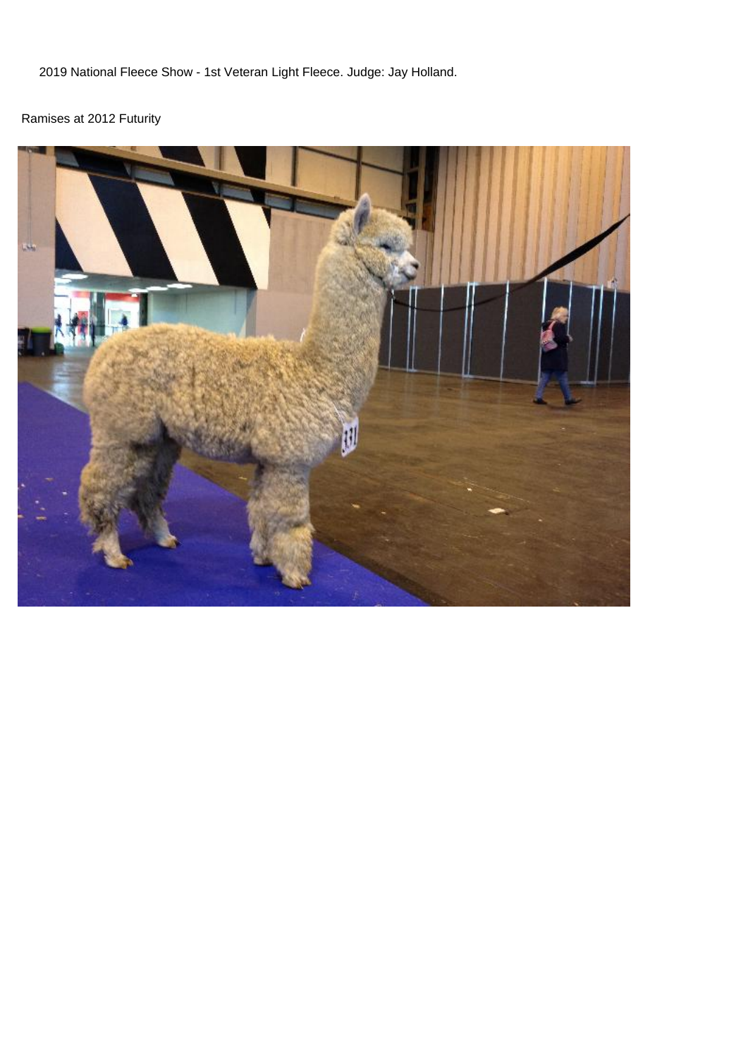2019 National Fleece Show - 1st Veteran Light Fleece. Judge: Jay Holland.

Ramises at 2012 Futurity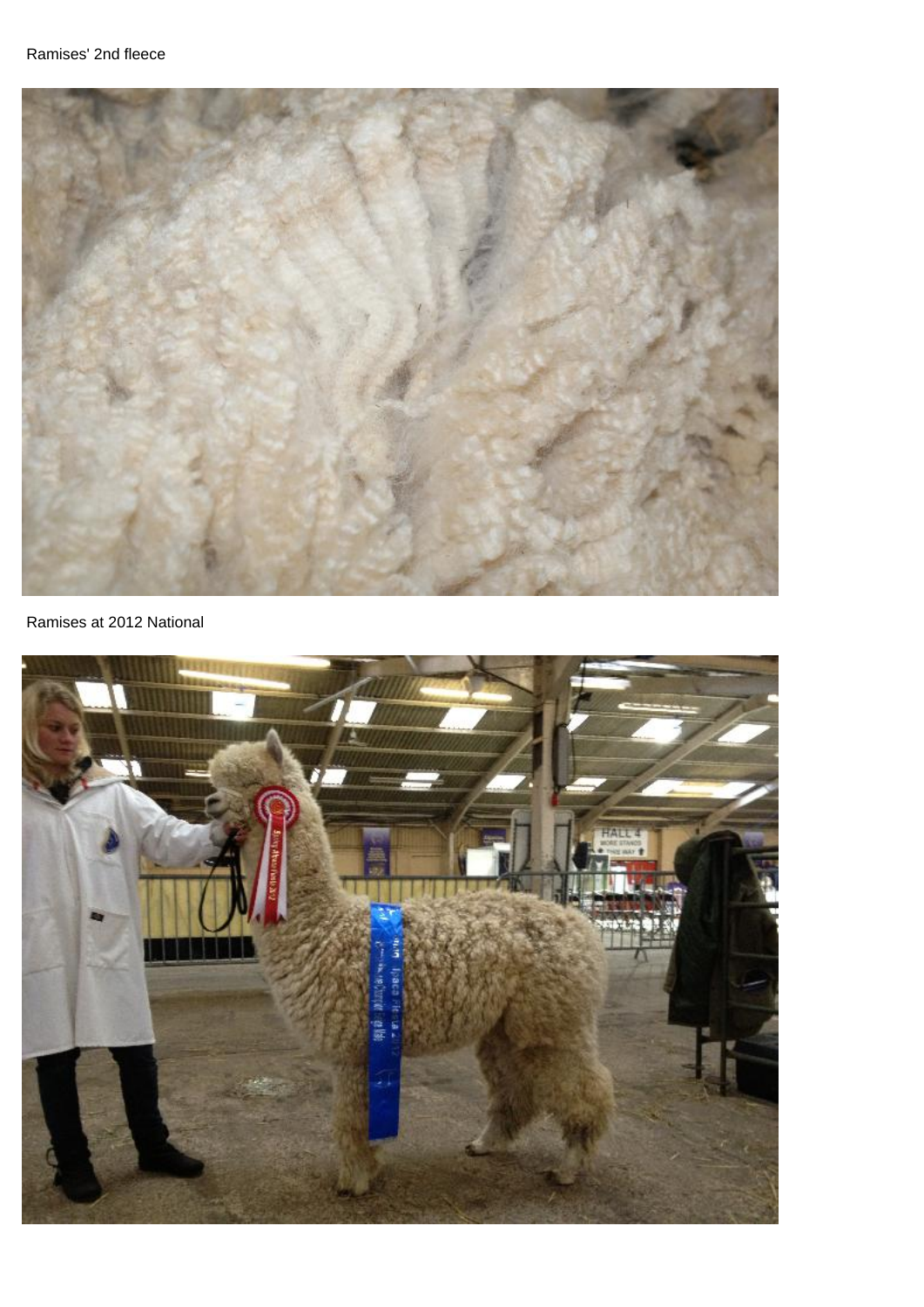Ramises' 2nd fleece

Ramises at 2012 National